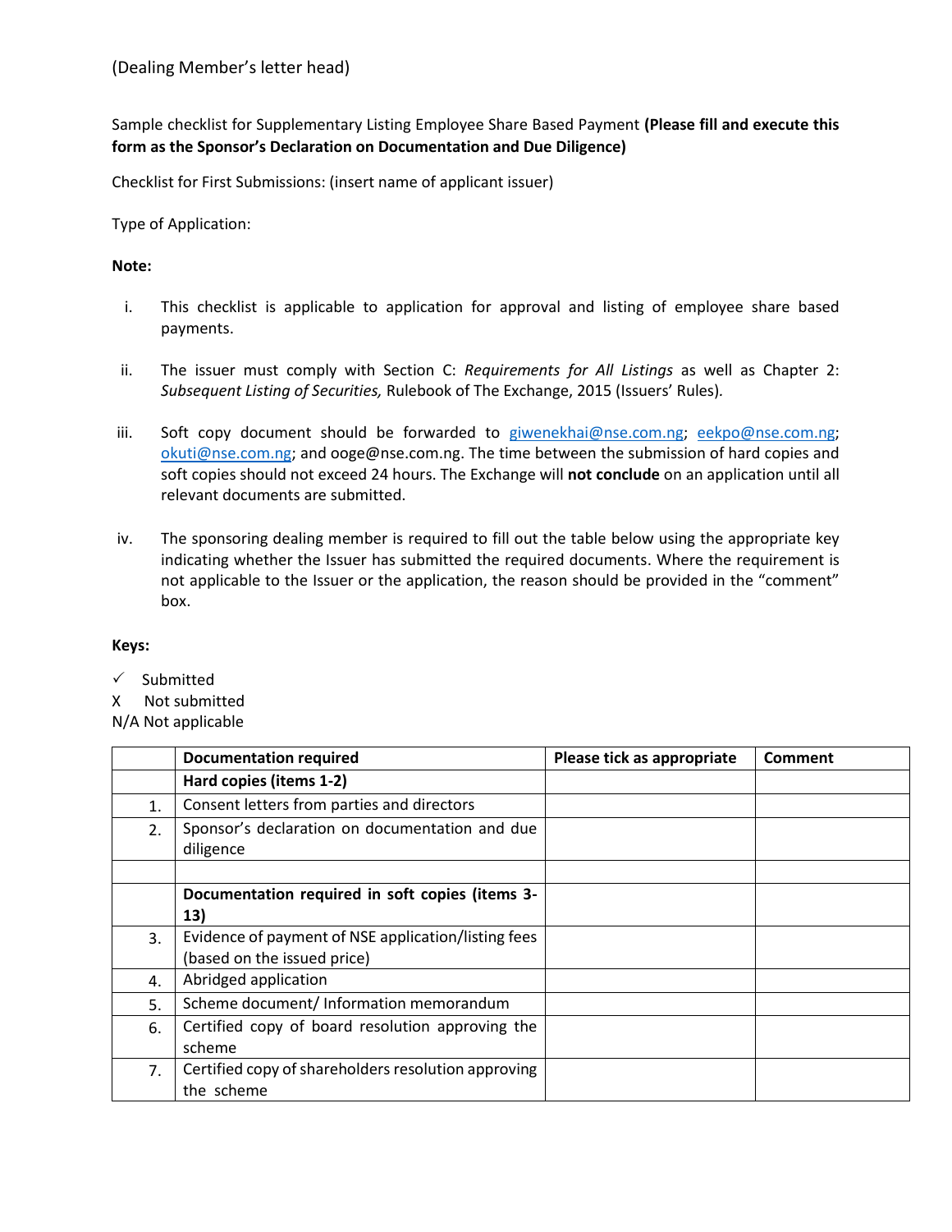(Dealing Member's letter head)

Sample checklist for Supplementary Listing Employee Share Based Payment **(Please fill and execute this form as the Sponsor's Declaration on Documentation and Due Diligence)**

Checklist for First Submissions: (insert name of applicant issuer)

Type of Application:

**Note:**

i. This checklist is applicable to application for approval and listing of employee share based payments.

ii. The issuer must comply with Section C: *Requirements for All Listings* as well as Chapter 2: *Subsequent Listing of Securities,* Rulebook of The Exchange, 2015 (Issuers' Rules).

iii. Soft copy document should be forwarded to giwenekhai@nse.com.ng; eekpo@nse.com.ng; okuti@nse.com.ng; and ooge@nse.com.ng. The time between the submission of hard copies and soft copies should not exceed 24 hours. The Exchange will **not conclude** on an application until all relevant documents are submitted.

iv. The sponsoring dealing member is required to fill out the table below using the appropriate key indicating whether the Issuer has submitted the required documents. Where the requirement is not applicable to the Issuer or the application, the reason should be provided in the "comment" box.

**Keys:**

✓ Submitted
X Not submitted
N/A Not applicable

| | **Documentation required** | **Please tick as appropriate** | **Comment** |
|---|---|---|---|
| | **Hard copies (items 1-2)** | | |
| 1. | Consent letters from parties and directors | | |
| 2. | Sponsor's declaration on documentation and due diligence | | |
| | | | |
| | **Documentation required in soft copies (items 3-13)** | | |
| 3. | Evidence of payment of NSE application/listing fees (based on the issued price) | | |
| 4. | Abridged application | | |
| 5. | Scheme document/ Information memorandum | | |
| 6. | Certified copy of board resolution approving the scheme | | |
| 7. | Certified copy of shareholders resolution approving the scheme | | |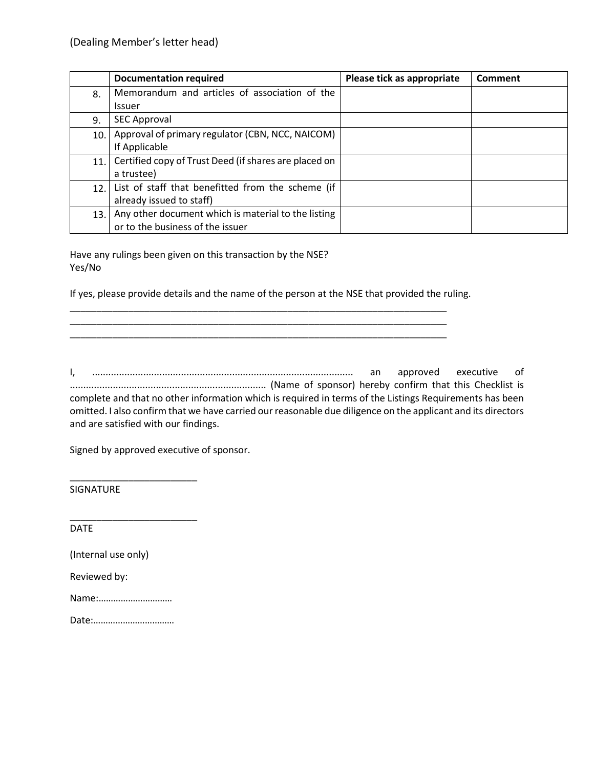(Dealing Member's letter head)

| | Documentation required | Please tick as appropriate | Comment |
|---|---|---|---|
| 8. | Memorandum and articles of association of the Issuer | | |
| 9. | SEC Approval | | |
| 10. | Approval of primary regulator (CBN, NCC, NAICOM) If Applicable | | |
| 11. | Certified copy of Trust Deed (if shares are placed on a trustee) | | |
| 12. | List of staff that benefitted from the scheme (if already issued to staff) | | |
| 13. | Any other document which is material to the listing or to the business of the issuer | | |

Have any rulings been given on this transaction by the NSE?
Yes/No

If yes, please provide details and the name of the person at the NSE that provided the ruling.

\_\_\_\_\_\_\_\_\_\_\_\_\_\_\_\_\_\_\_\_\_\_\_\_\_\_\_\_\_\_\_\_\_\_\_\_\_\_\_\_\_\_\_\_\_\_\_\_\_\_\_\_\_\_\_\_\_\_\_\_\_\_\_\_\_\_\_\_\_\_\_\_\_\_

\_\_\_\_\_\_\_\_\_\_\_\_\_\_\_\_\_\_\_\_\_\_\_\_\_\_\_\_\_\_\_\_\_\_\_\_\_\_\_\_\_\_\_\_\_\_\_\_\_\_\_\_\_\_\_\_\_\_\_\_\_\_\_\_\_\_\_\_\_\_\_\_\_\_

\_\_\_\_\_\_\_\_\_\_\_\_\_\_\_\_\_\_\_\_\_\_\_\_\_\_\_\_\_\_\_\_\_\_\_\_\_\_\_\_\_\_\_\_\_\_\_\_\_\_\_\_\_\_\_\_\_\_\_\_\_\_\_\_\_\_\_\_\_\_\_\_\_\_

I, ................................................................................................ an approved executive of ....................................................................... (Name of sponsor) hereby confirm that this Checklist is complete and that no other information which is required in terms of the Listings Requirements has been omitted. I also confirm that we have carried our reasonable due diligence on the applicant and its directors and are satisfied with our findings.

Signed by approved executive of sponsor.

\_\_\_\_\_\_\_\_\_\_\_\_\_\_\_\_\_\_\_\_\_\_\_\_\_

SIGNATURE

\_\_\_\_\_\_\_\_\_\_\_\_\_\_\_\_\_\_\_\_\_\_\_\_\_

DATE

(Internal use only)

Reviewed by:

Name:…………………………

Date:……………………………